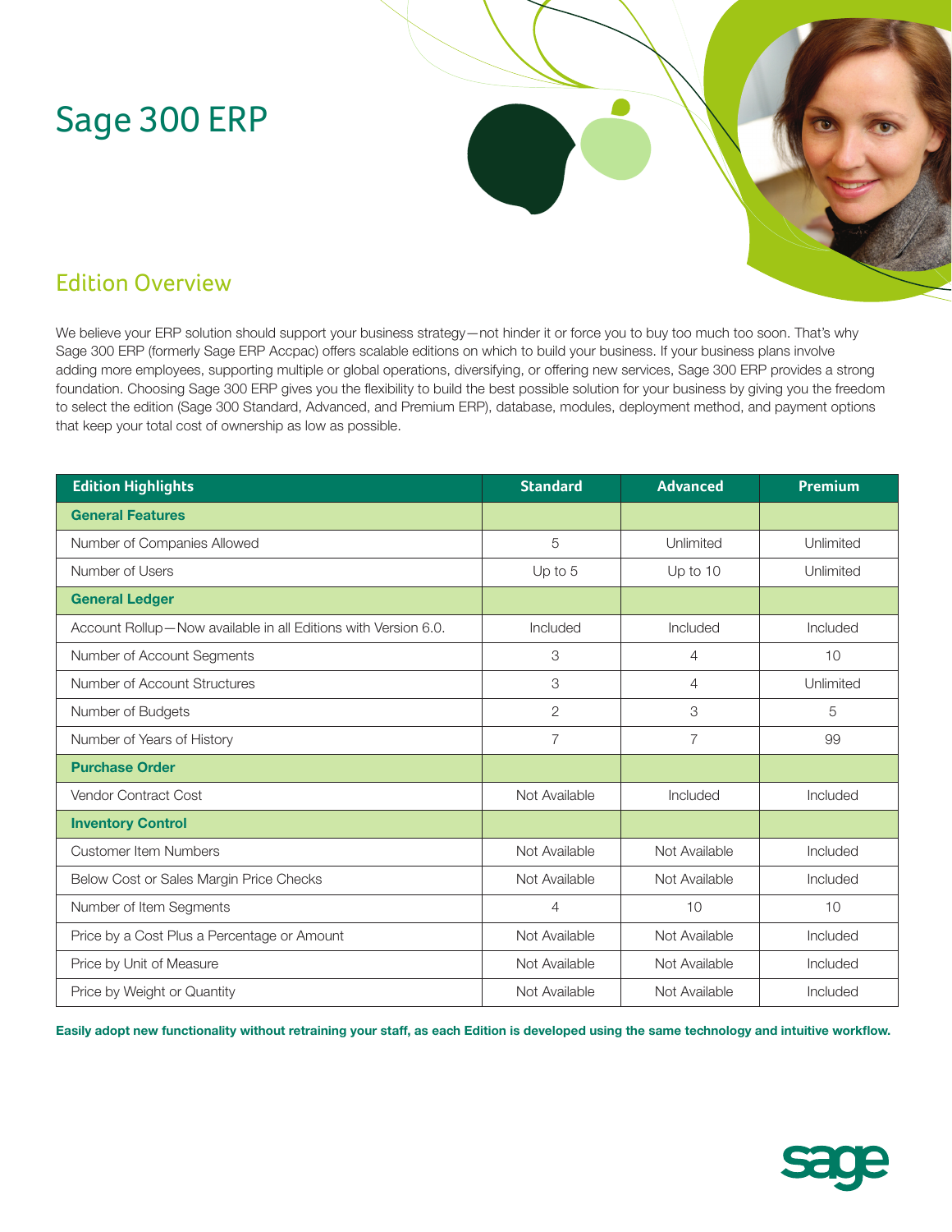# Sage 300 ERP

## Edition Overview

We believe your ERP solution should support your business strategy—not hinder it or force you to buy too much too soon. That's why Sage 300 ERP (formerly Sage ERP Accpac) offers scalable editions on which to build your business. If your business plans involve adding more employees, supporting multiple or global operations, diversifying, or offering new services, Sage 300 ERP provides a strong foundation. Choosing Sage 300 ERP gives you the flexibility to build the best possible solution for your business by giving you the freedom to select the edition (Sage 300 Standard, Advanced, and Premium ERP), database, modules, deployment method, and payment options that keep your total cost of ownership as low as possible.

| Edition Highlights | Standard | Advanced | Premium |
|---|---|---|---|
| **General Features** | | | |
| Number of Companies Allowed | 5 | Unlimited | Unlimited |
| Number of Users | Up to 5 | Up to 10 | Unlimited |
| **General Ledger** | | | |
| Account Rollup—Now available in all Editions with Version 6.0. | Included | Included | Included |
| Number of Account Segments | 3 | 4 | 10 |
| Number of Account Structures | 3 | 4 | Unlimited |
| Number of Budgets | 2 | 3 | 5 |
| Number of Years of History | 7 | 7 | 99 |
| **Purchase Order** | | | |
| Vendor Contract Cost | Not Available | Included | Included |
| **Inventory Control** | | | |
| Customer Item Numbers | Not Available | Not Available | Included |
| Below Cost or Sales Margin Price Checks | Not Available | Not Available | Included |
| Number of Item Segments | 4 | 10 | 10 |
| Price by a Cost Plus a Percentage or Amount | Not Available | Not Available | Included |
| Price by Unit of Measure | Not Available | Not Available | Included |
| Price by Weight or Quantity | Not Available | Not Available | Included |

**Easily adopt new functionality without retraining your staff, as each Edition is developed using the same technology and intuitive workflow.**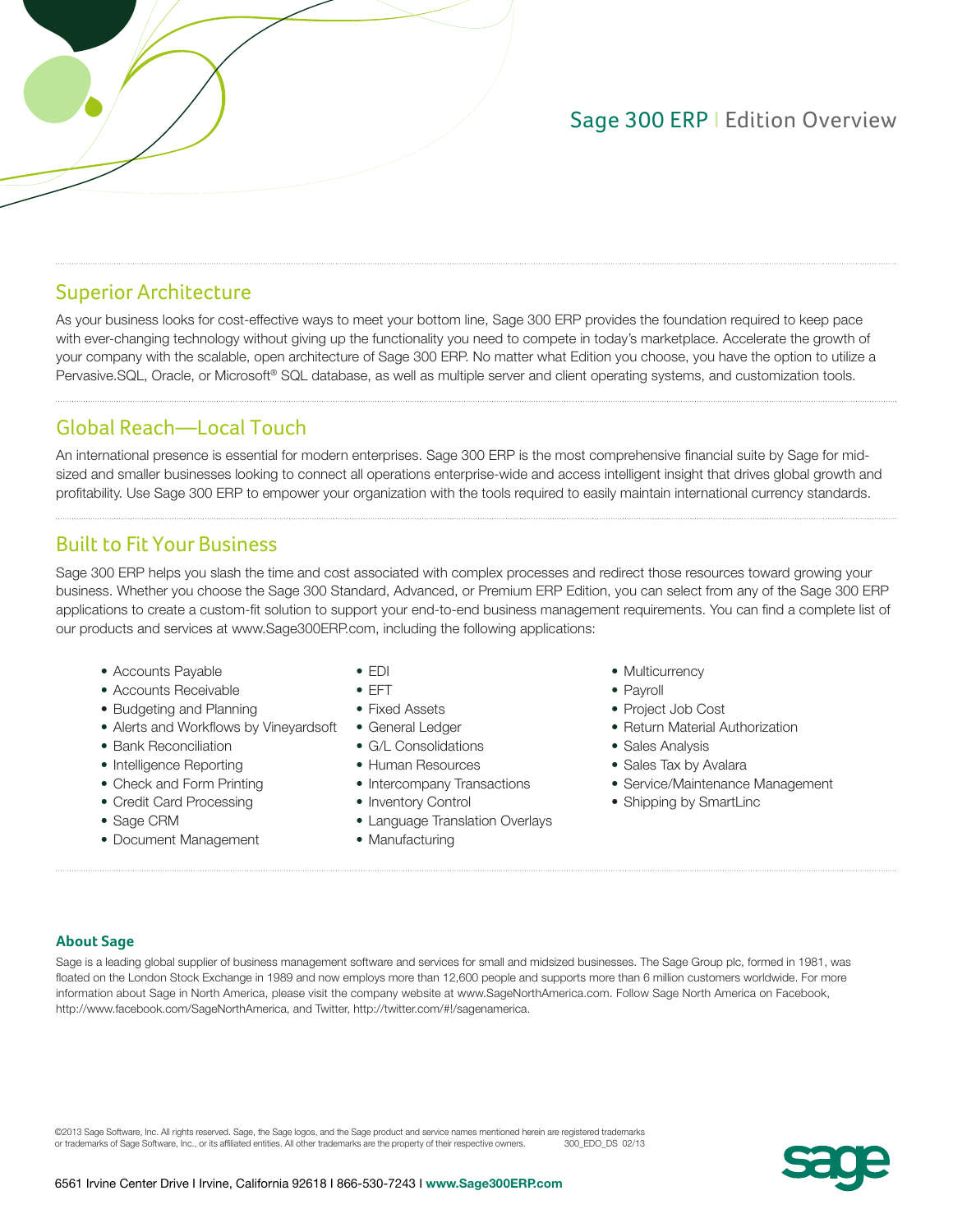# Sage 300 ERP | Edition Overview

## Superior Architecture

As your business looks for cost-effective ways to meet your bottom line, Sage 300 ERP provides the foundation required to keep pace with ever-changing technology without giving up the functionality you need to compete in today's marketplace. Accelerate the growth of your company with the scalable, open architecture of Sage 300 ERP. No matter what Edition you choose, you have the option to utilize a Pervasive.SQL, Oracle, or Microsoft® SQL database, as well as multiple server and client operating systems, and customization tools.

## Global Reach—Local Touch

An international presence is essential for modern enterprises. Sage 300 ERP is the most comprehensive financial suite by Sage for mid-sized and smaller businesses looking to connect all operations enterprise-wide and access intelligent insight that drives global growth and profitability. Use Sage 300 ERP to empower your organization with the tools required to easily maintain international currency standards.

## Built to Fit Your Business

Sage 300 ERP helps you slash the time and cost associated with complex processes and redirect those resources toward growing your business. Whether you choose the Sage 300 Standard, Advanced, or Premium ERP Edition, you can select from any of the Sage 300 ERP applications to create a custom-fit solution to support your end-to-end business management requirements. You can find a complete list of our products and services at www.Sage300ERP.com, including the following applications:

- Accounts Payable
- Accounts Receivable
- Budgeting and Planning
- Alerts and Workflows by Vineyardsoft
- Bank Reconciliation
- Intelligence Reporting
- Check and Form Printing
- Credit Card Processing
- Sage CRM
- Document Management
- EDI
- EFT
- Fixed Assets
- General Ledger
- G/L Consolidations
- Human Resources
- Intercompany Transactions
- Inventory Control
- Language Translation Overlays
- Manufacturing
- Multicurrency
- Payroll
- Project Job Cost
- Return Material Authorization
- Sales Analysis
- Sales Tax by Avalara
- Service/Maintenance Management
- Shipping by SmartLinc

### About Sage

Sage is a leading global supplier of business management software and services for small and midsized businesses. The Sage Group plc, formed in 1981, was floated on the London Stock Exchange in 1989 and now employs more than 12,600 people and supports more than 6 million customers worldwide. For more information about Sage in North America, please visit the company website at www.SageNorthAmerica.com. Follow Sage North America on Facebook, http://www.facebook.com/SageNorthAmerica, and Twitter, http://twitter.com/#!/sagenamerica.

©2013 Sage Software, Inc. All rights reserved. Sage, the Sage logos, and the Sage product and service names mentioned herein are registered trademarks or trademarks of Sage Software, Inc., or its affiliated entities. All other trademarks are the property of their respective owners. 300_EDO_DS 02/13

6561 Irvine Center Drive I Irvine, California 92618 I 866-530-7243 I **www.Sage300ERP.com**